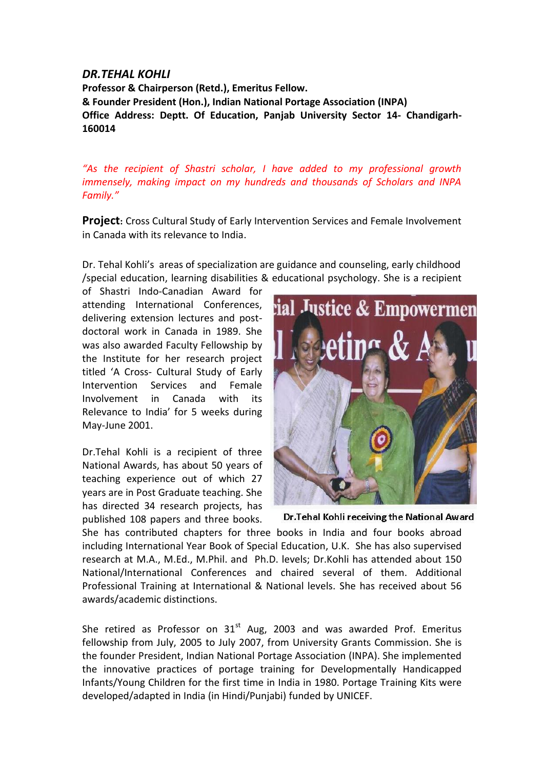## *DR.TEHAL KOHLI*

**Professor & Chairperson (Retd.), Emeritus Fellow.**
**& Founder President (Hon.), Indian National Portage Association (INPA)**
**Office Address: Deptt. Of Education, Panjab University Sector 14- Chandigarh-160014**

*"As the recipient of Shastri scholar, I have added to my professional growth immensely, making impact on my hundreds and thousands of Scholars and INPA Family."*

**Project:** Cross Cultural Study of Early Intervention Services and Female Involvement in Canada with its relevance to India.

Dr. Tehal Kohli's areas of specialization are guidance and counseling, early childhood /special education, learning disabilities & educational psychology. She is a recipient of Shastri Indo-Canadian Award for attending International Conferences, delivering extension lectures and post-doctoral work in Canada in 1989. She was also awarded Faculty Fellowship by the Institute for her research project titled 'A Cross- Cultural Study of Early Intervention Services and Female Involvement in Canada with its Relevance to India' for 5 weeks during May-June 2001.

Dr.Tehal Kohli is a recipient of three National Awards, has about 50 years of teaching experience out of which 27 years are in Post Graduate teaching. She has directed 34 research projects, has published 108 papers and three books. She has contributed chapters for three books in India and four books abroad including International Year Book of Special Education, U.K. She has also supervised research at M.A., M.Ed., M.Phil. and Ph.D. levels; Dr.Kohli has attended about 150 National/International Conferences and chaired several of them. Additional Professional Training at International & National levels. She has received about 56 awards/academic distinctions.

Dr.Tehal Kohli receiving the National Award

She retired as Professor on 31st Aug, 2003 and was awarded Prof. Emeritus fellowship from July, 2005 to July 2007, from University Grants Commission. She is the founder President, Indian National Portage Association (INPA). She implemented the innovative practices of portage training for Developmentally Handicapped Infants/Young Children for the first time in India in 1980. Portage Training Kits were developed/adapted in India (in Hindi/Punjabi) funded by UNICEF.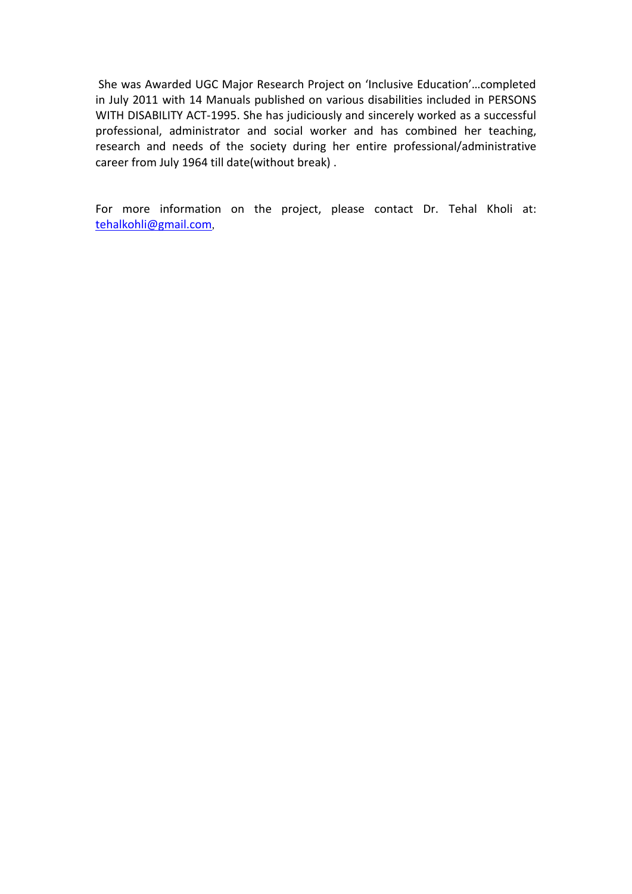She was Awarded UGC Major Research Project on 'Inclusive Education'…completed in July 2011 with 14 Manuals published on various disabilities included in PERSONS WITH DISABILITY ACT-1995. She has judiciously and sincerely worked as a successful professional, administrator and social worker and has combined her teaching, research and needs of the society during her entire professional/administrative career from July 1964 till date(without break) .

For more information on the project, please contact Dr. Tehal Kholi at: tehalkohli@gmail.com,